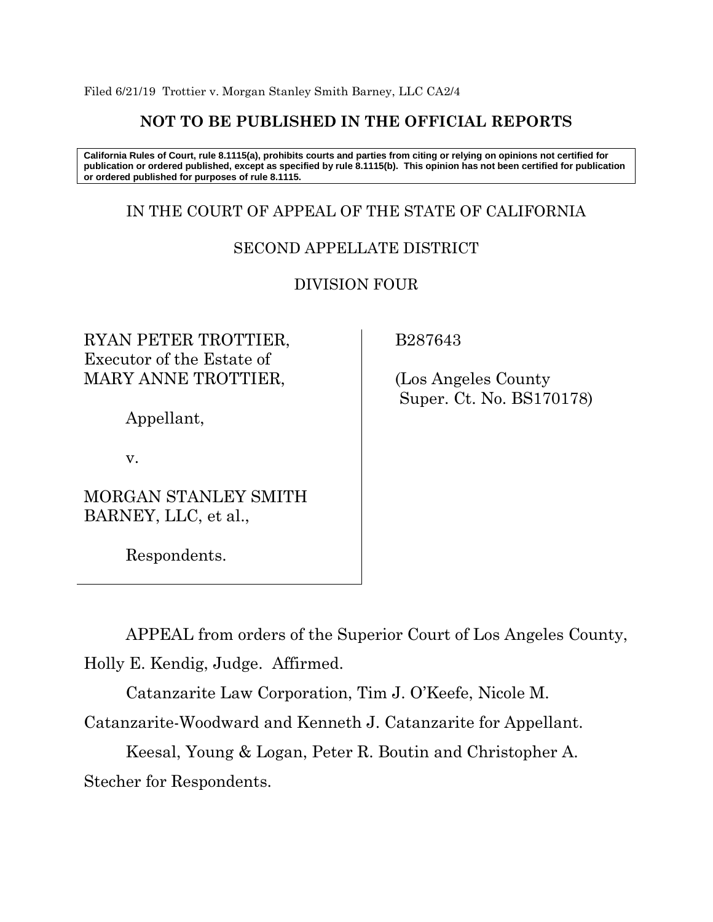Filed 6/21/19 Trottier v. Morgan Stanley Smith Barney, LLC CA2/4

**NOT TO BE PUBLISHED IN THE OFFICIAL REPORTS**

**California Rules of Court, rule 8.1115(a), prohibits courts and parties from citing or relying on opinions not certified for publication or ordered published, except as specified by rule 8.1115(b). This opinion has not been certified for publication or ordered published for purposes of rule 8.1115.**

IN THE COURT OF APPEAL OF THE STATE OF CALIFORNIA

SECOND APPELLATE DISTRICT

DIVISION FOUR

RYAN PETER TROTTIER, Executor of the Estate of MARY ANNE TROTTIER,

Appellant,

v.

MORGAN STANLEY SMITH BARNEY, LLC, et al.,

Respondents.

B287643

(Los Angeles County Super. Ct. No. BS170178)

APPEAL from orders of the Superior Court of Los Angeles County, Holly E. Kendig, Judge. Affirmed.

Catanzarite Law Corporation, Tim J. O'Keefe, Nicole M. Catanzarite-Woodward and Kenneth J. Catanzarite for Appellant.

Keesal, Young & Logan, Peter R. Boutin and Christopher A. Stecher for Respondents.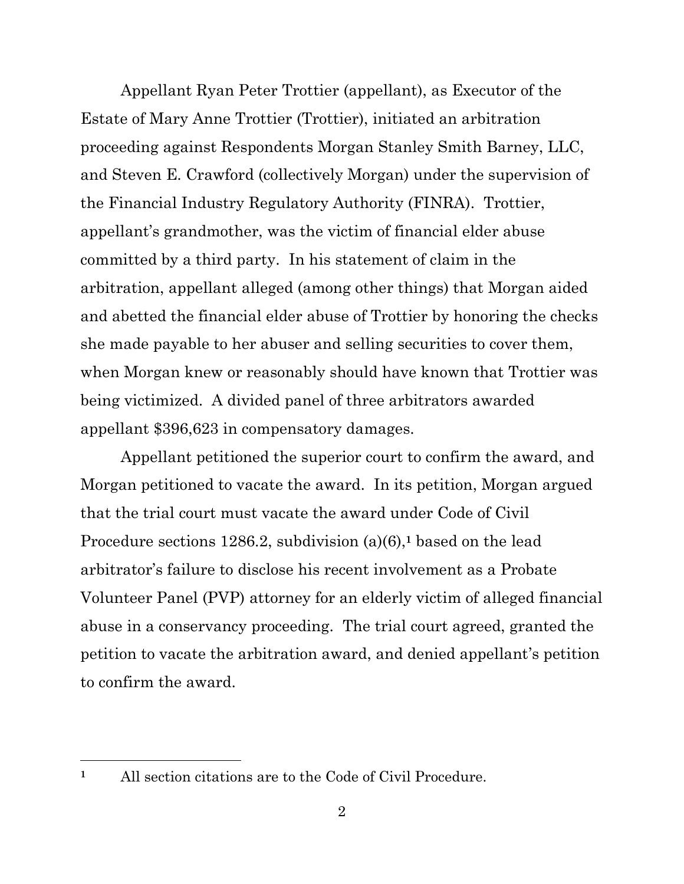Appellant Ryan Peter Trottier (appellant), as Executor of the Estate of Mary Anne Trottier (Trottier), initiated an arbitration proceeding against Respondents Morgan Stanley Smith Barney, LLC, and Steven E. Crawford (collectively Morgan) under the supervision of the Financial Industry Regulatory Authority (FINRA). Trottier, appellant's grandmother, was the victim of financial elder abuse committed by a third party. In his statement of claim in the arbitration, appellant alleged (among other things) that Morgan aided and abetted the financial elder abuse of Trottier by honoring the checks she made payable to her abuser and selling securities to cover them, when Morgan knew or reasonably should have known that Trottier was being victimized. A divided panel of three arbitrators awarded appellant $396,623 in compensatory damages.

Appellant petitioned the superior court to confirm the award, and Morgan petitioned to vacate the award. In its petition, Morgan argued that the trial court must vacate the award under Code of Civil Procedure sections 1286.2, subdivision (a)(6),[1] based on the lead arbitrator's failure to disclose his recent involvement as a Probate Volunteer Panel (PVP) attorney for an elderly victim of alleged financial abuse in a conservancy proceeding. The trial court agreed, granted the petition to vacate the arbitration award, and denied appellant's petition to confirm the award.

---

[1] All section citations are to the Code of Civil Procedure.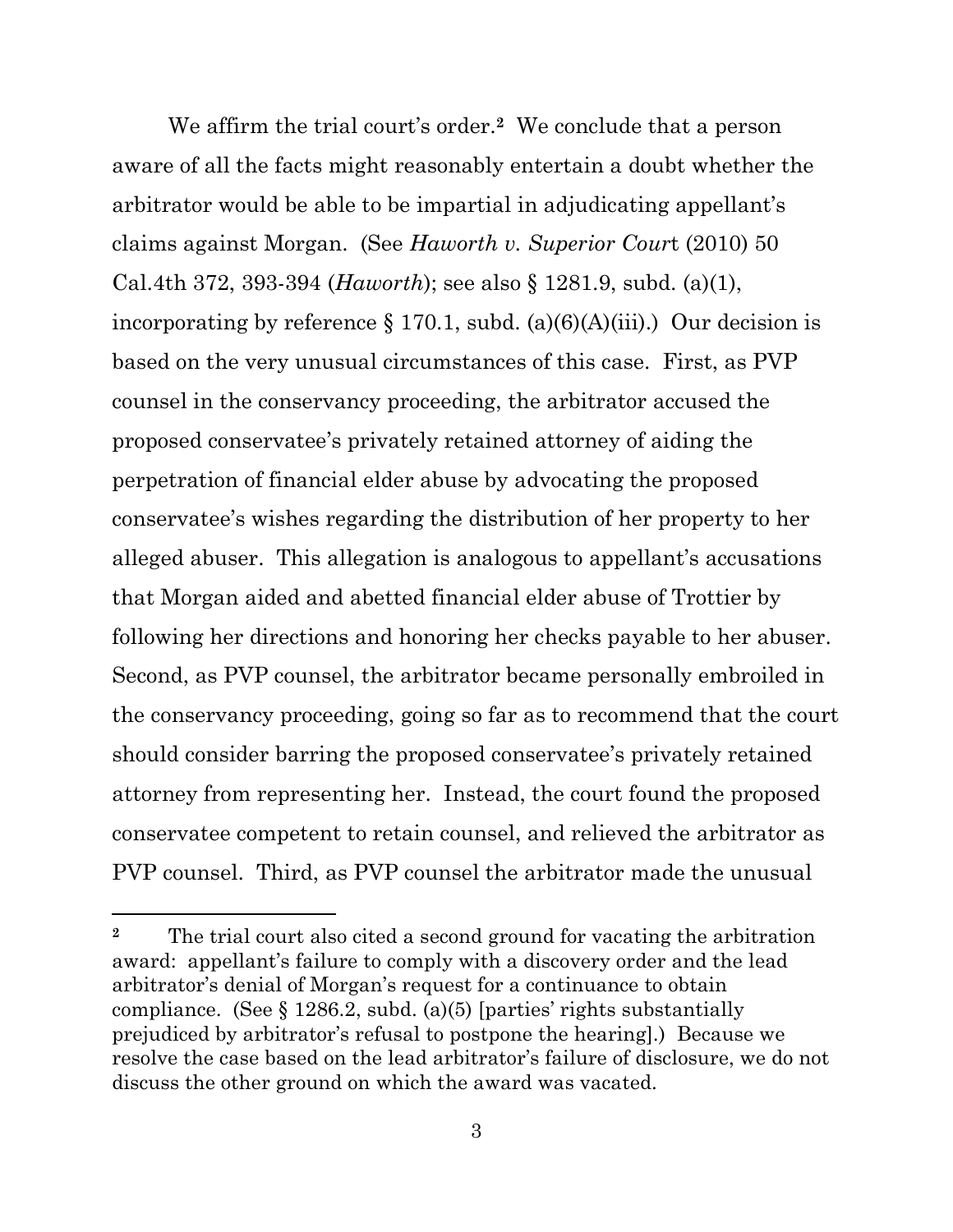We affirm the trial court's order.[2] We conclude that a person aware of all the facts might reasonably entertain a doubt whether the arbitrator would be able to be impartial in adjudicating appellant's claims against Morgan. (See *Haworth v. Superior Court* (2010) 50 Cal.4th 372, 393-394 (*Haworth*); see also § 1281.9, subd. (a)(1), incorporating by reference § 170.1, subd. (a)(6)(A)(iii).) Our decision is based on the very unusual circumstances of this case. First, as PVP counsel in the conservancy proceeding, the arbitrator accused the proposed conservatee's privately retained attorney of aiding the perpetration of financial elder abuse by advocating the proposed conservatee's wishes regarding the distribution of her property to her alleged abuser. This allegation is analogous to appellant's accusations that Morgan aided and abetted financial elder abuse of Trottier by following her directions and honoring her checks payable to her abuser. Second, as PVP counsel, the arbitrator became personally embroiled in the conservancy proceeding, going so far as to recommend that the court should consider barring the proposed conservatee's privately retained attorney from representing her. Instead, the court found the proposed conservatee competent to retain counsel, and relieved the arbitrator as PVP counsel. Third, as PVP counsel the arbitrator made the unusual

---

[2] The trial court also cited a second ground for vacating the arbitration award: appellant's failure to comply with a discovery order and the lead arbitrator's denial of Morgan's request for a continuance to obtain compliance. (See § 1286.2, subd. (a)(5) [parties' rights substantially prejudiced by arbitrator's refusal to postpone the hearing].) Because we resolve the case based on the lead arbitrator's failure of disclosure, we do not discuss the other ground on which the award was vacated.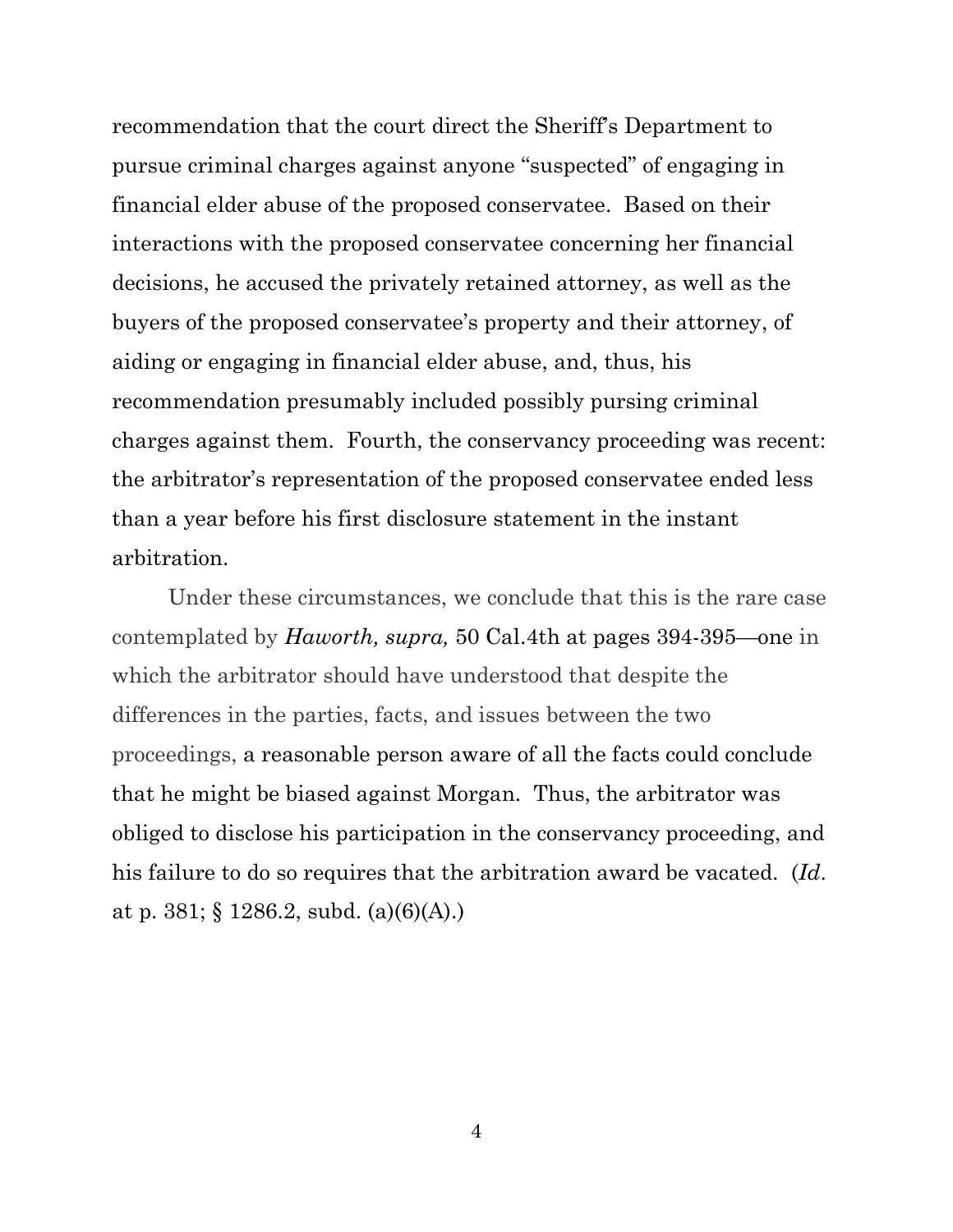recommendation that the court direct the Sheriff's Department to pursue criminal charges against anyone "suspected" of engaging in financial elder abuse of the proposed conservatee. Based on their interactions with the proposed conservatee concerning her financial decisions, he accused the privately retained attorney, as well as the buyers of the proposed conservatee's property and their attorney, of aiding or engaging in financial elder abuse, and, thus, his recommendation presumably included possibly pursing criminal charges against them. Fourth, the conservancy proceeding was recent: the arbitrator's representation of the proposed conservatee ended less than a year before his first disclosure statement in the instant arbitration.

Under these circumstances, we conclude that this is the rare case contemplated by ***Haworth, supra,*** 50 Cal.4th at pages 394-395—one in which the arbitrator should have understood that despite the differences in the parties, facts, and issues between the two proceedings, a reasonable person aware of all the facts could conclude that he might be biased against Morgan. Thus, the arbitrator was obliged to disclose his participation in the conservancy proceeding, and his failure to do so requires that the arbitration award be vacated. (*Id*. at p. 381; § 1286.2, subd. (a)(6)(A).)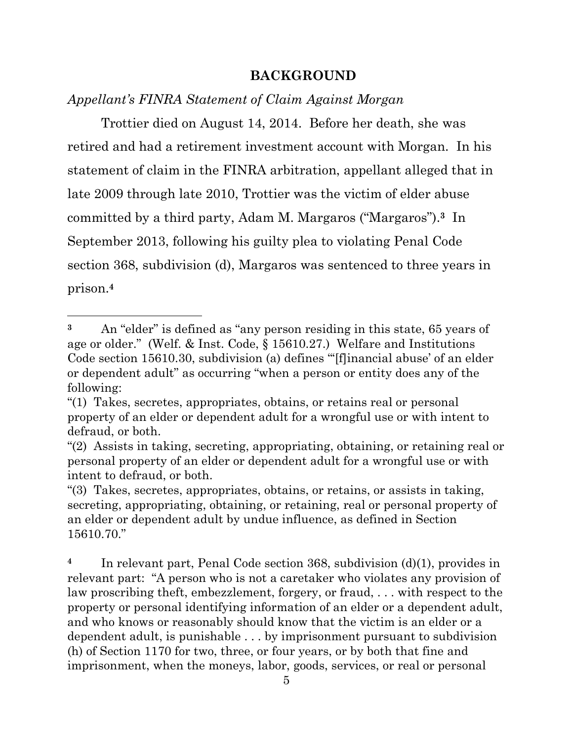## BACKGROUND

*Appellant's FINRA Statement of Claim Against Morgan*

Trottier died on August 14, 2014. Before her death, she was retired and had a retirement investment account with Morgan. In his statement of claim in the FINRA arbitration, appellant alleged that in late 2009 through late 2010, Trottier was the victim of elder abuse committed by a third party, Adam M. Margaros ("Margaros").[3] In September 2013, following his guilty plea to violating Penal Code section 368, subdivision (d), Margaros was sentenced to three years in prison.[4]

---

[3] An "elder" is defined as "any person residing in this state, 65 years of age or older." (Welf. & Inst. Code, § 15610.27.) Welfare and Institutions Code section 15610.30, subdivision (a) defines "'[f]inancial abuse' of an elder or dependent adult" as occurring "when a person or entity does any of the following:

"(1) Takes, secretes, appropriates, obtains, or retains real or personal property of an elder or dependent adult for a wrongful use or with intent to defraud, or both.

"(2) Assists in taking, secreting, appropriating, obtaining, or retaining real or personal property of an elder or dependent adult for a wrongful use or with intent to defraud, or both.

"(3) Takes, secretes, appropriates, obtains, or retains, or assists in taking, secreting, appropriating, obtaining, or retaining, real or personal property of an elder or dependent adult by undue influence, as defined in Section 15610.70."

[4] In relevant part, Penal Code section 368, subdivision (d)(1), provides in relevant part: "A person who is not a caretaker who violates any provision of law proscribing theft, embezzlement, forgery, or fraud, . . . with respect to the property or personal identifying information of an elder or a dependent adult, and who knows or reasonably should know that the victim is an elder or a dependent adult, is punishable . . . by imprisonment pursuant to subdivision (h) of Section 1170 for two, three, or four years, or by both that fine and imprisonment, when the moneys, labor, goods, services, or real or personal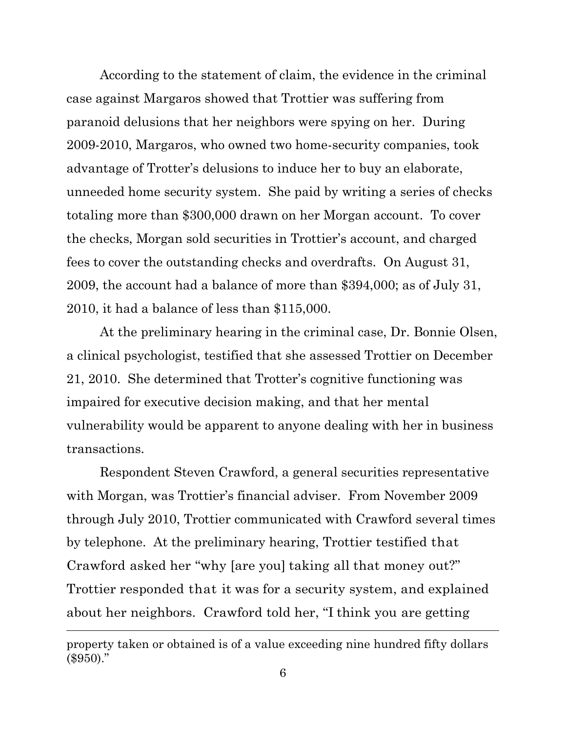According to the statement of claim, the evidence in the criminal case against Margaros showed that Trottier was suffering from paranoid delusions that her neighbors were spying on her. During 2009-2010, Margaros, who owned two home-security companies, took advantage of Trotter's delusions to induce her to buy an elaborate, unneeded home security system. She paid by writing a series of checks totaling more than $300,000 drawn on her Morgan account. To cover the checks, Morgan sold securities in Trottier's account, and charged fees to cover the outstanding checks and overdrafts. On August 31, 2009, the account had a balance of more than $394,000; as of July 31, 2010, it had a balance of less than $115,000.

At the preliminary hearing in the criminal case, Dr. Bonnie Olsen, a clinical psychologist, testified that she assessed Trottier on December 21, 2010. She determined that Trotter's cognitive functioning was impaired for executive decision making, and that her mental vulnerability would be apparent to anyone dealing with her in business transactions.

Respondent Steven Crawford, a general securities representative with Morgan, was Trottier's financial adviser. From November 2009 through July 2010, Trottier communicated with Crawford several times by telephone. At the preliminary hearing, Trottier testified that Crawford asked her "why [are you] taking all that money out?" Trottier responded that it was for a security system, and explained about her neighbors. Crawford told her, "I think you are getting

---

property taken or obtained is of a value exceeding nine hundred fifty dollars ($950)."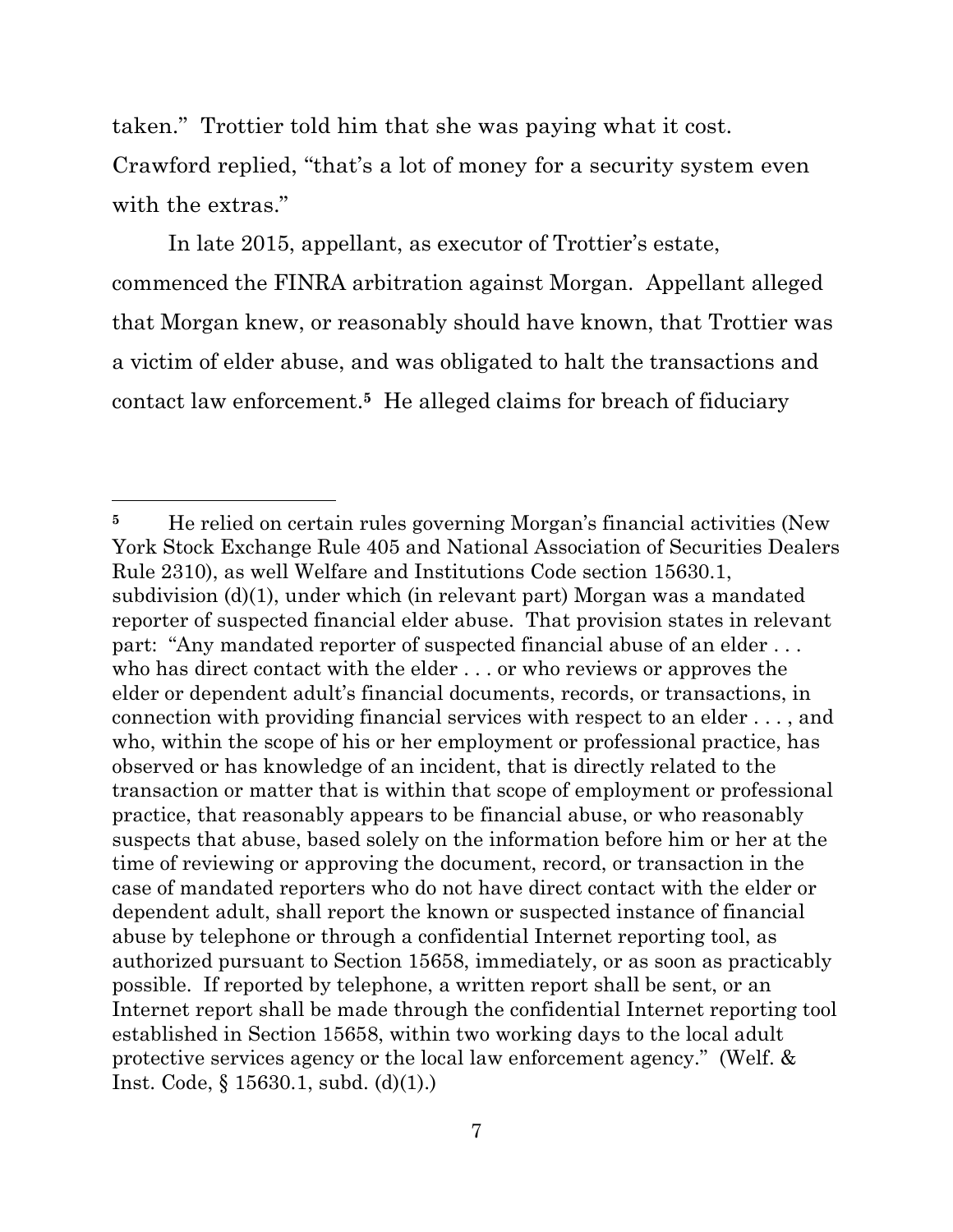taken." Trottier told him that she was paying what it cost. Crawford replied, "that's a lot of money for a security system even with the extras."

In late 2015, appellant, as executor of Trottier's estate, commenced the FINRA arbitration against Morgan. Appellant alleged that Morgan knew, or reasonably should have known, that Trottier was a victim of elder abuse, and was obligated to halt the transactions and contact law enforcement.[5] He alleged claims for breach of fiduciary

---

[5] He relied on certain rules governing Morgan's financial activities (New York Stock Exchange Rule 405 and National Association of Securities Dealers Rule 2310), as well Welfare and Institutions Code section 15630.1, subdivision (d)(1), under which (in relevant part) Morgan was a mandated reporter of suspected financial elder abuse. That provision states in relevant part: "Any mandated reporter of suspected financial abuse of an elder . . . who has direct contact with the elder . . . or who reviews or approves the elder or dependent adult's financial documents, records, or transactions, in connection with providing financial services with respect to an elder . . . , and who, within the scope of his or her employment or professional practice, has observed or has knowledge of an incident, that is directly related to the transaction or matter that is within that scope of employment or professional practice, that reasonably appears to be financial abuse, or who reasonably suspects that abuse, based solely on the information before him or her at the time of reviewing or approving the document, record, or transaction in the case of mandated reporters who do not have direct contact with the elder or dependent adult, shall report the known or suspected instance of financial abuse by telephone or through a confidential Internet reporting tool, as authorized pursuant to Section 15658, immediately, or as soon as practicably possible. If reported by telephone, a written report shall be sent, or an Internet report shall be made through the confidential Internet reporting tool established in Section 15658, within two working days to the local adult protective services agency or the local law enforcement agency." (Welf. & Inst. Code, § 15630.1, subd. (d)(1).)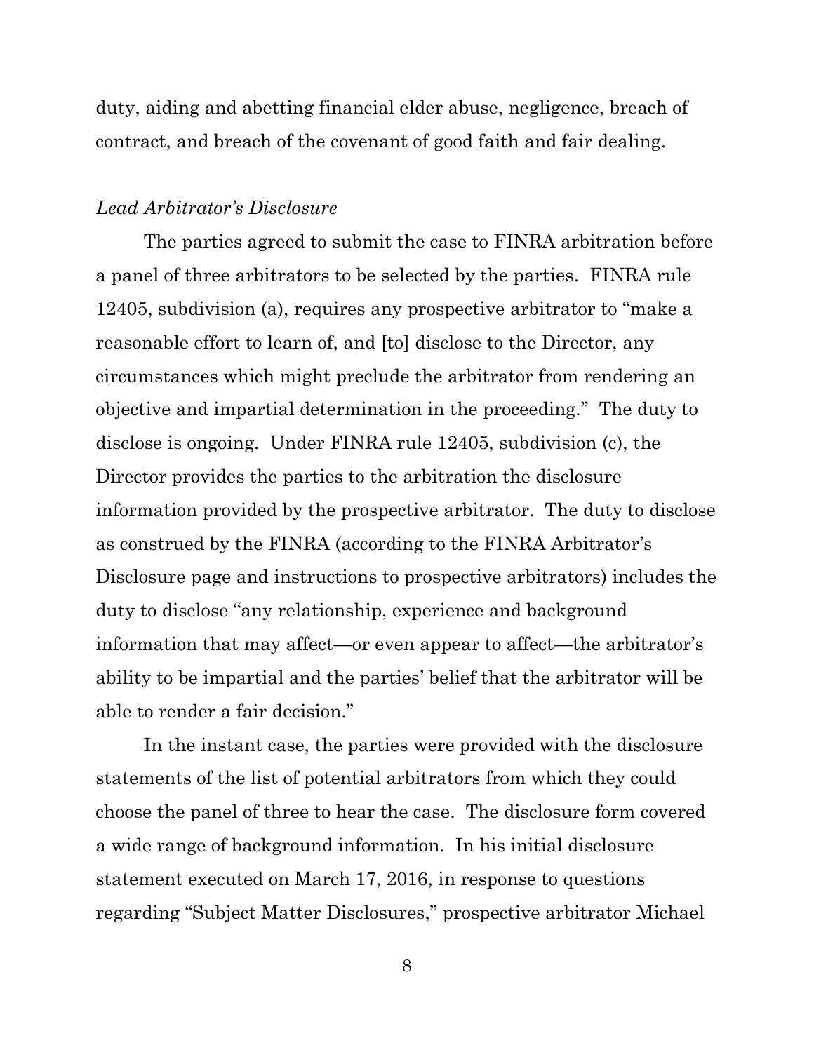duty, aiding and abetting financial elder abuse, negligence, breach of contract, and breach of the covenant of good faith and fair dealing.

*Lead Arbitrator's Disclosure*

The parties agreed to submit the case to FINRA arbitration before a panel of three arbitrators to be selected by the parties. FINRA rule 12405, subdivision (a), requires any prospective arbitrator to "make a reasonable effort to learn of, and [to] disclose to the Director, any circumstances which might preclude the arbitrator from rendering an objective and impartial determination in the proceeding." The duty to disclose is ongoing. Under FINRA rule 12405, subdivision (c), the Director provides the parties to the arbitration the disclosure information provided by the prospective arbitrator. The duty to disclose as construed by the FINRA (according to the FINRA Arbitrator's Disclosure page and instructions to prospective arbitrators) includes the duty to disclose "any relationship, experience and background information that may affect—or even appear to affect—the arbitrator's ability to be impartial and the parties' belief that the arbitrator will be able to render a fair decision."

In the instant case, the parties were provided with the disclosure statements of the list of potential arbitrators from which they could choose the panel of three to hear the case. The disclosure form covered a wide range of background information. In his initial disclosure statement executed on March 17, 2016, in response to questions regarding "Subject Matter Disclosures," prospective arbitrator Michael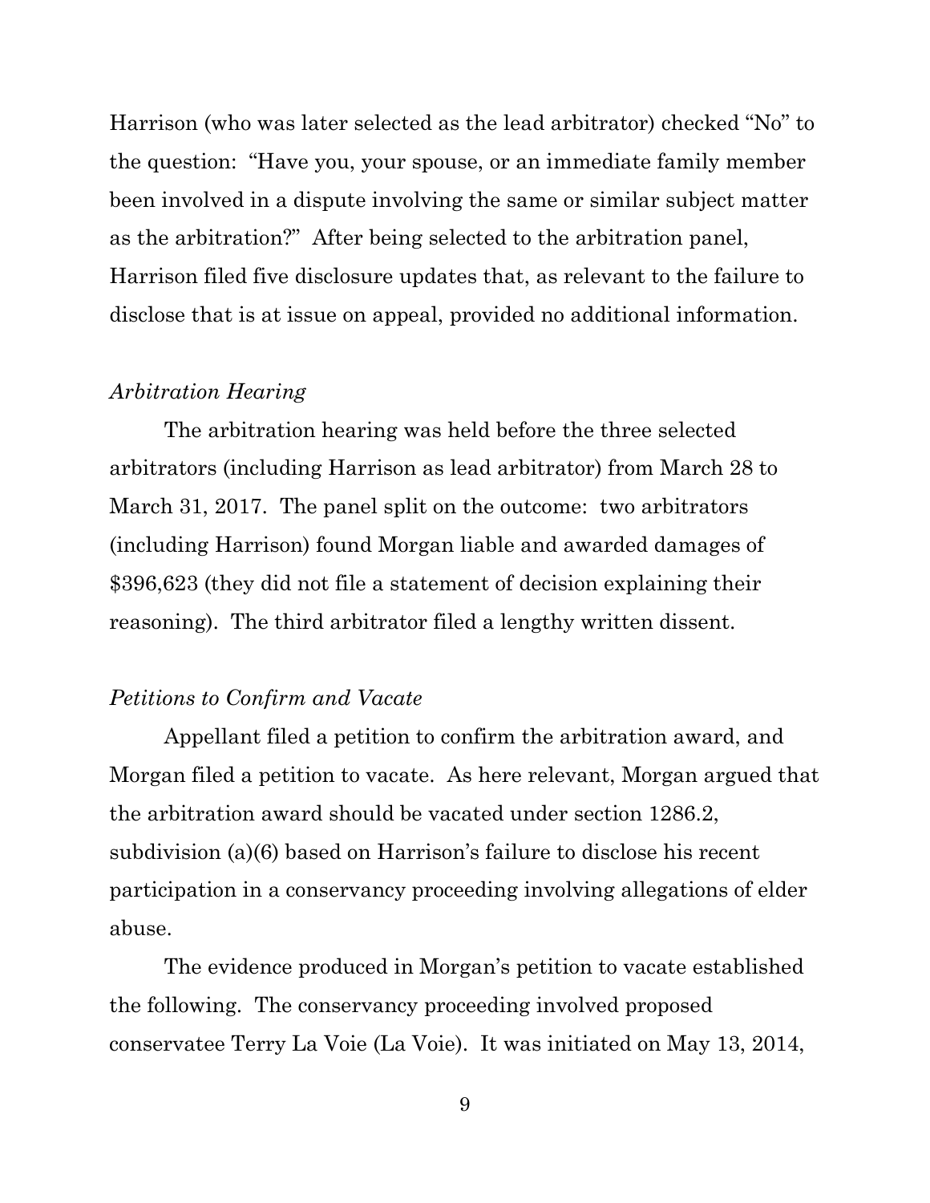Harrison (who was later selected as the lead arbitrator) checked "No" to the question: "Have you, your spouse, or an immediate family member been involved in a dispute involving the same or similar subject matter as the arbitration?" After being selected to the arbitration panel, Harrison filed five disclosure updates that, as relevant to the failure to disclose that is at issue on appeal, provided no additional information.

*Arbitration Hearing*

The arbitration hearing was held before the three selected arbitrators (including Harrison as lead arbitrator) from March 28 to March 31, 2017. The panel split on the outcome: two arbitrators (including Harrison) found Morgan liable and awarded damages of $396,623 (they did not file a statement of decision explaining their reasoning). The third arbitrator filed a lengthy written dissent.

*Petitions to Confirm and Vacate*

Appellant filed a petition to confirm the arbitration award, and Morgan filed a petition to vacate. As here relevant, Morgan argued that the arbitration award should be vacated under section 1286.2, subdivision (a)(6) based on Harrison's failure to disclose his recent participation in a conservancy proceeding involving allegations of elder abuse.

The evidence produced in Morgan's petition to vacate established the following. The conservancy proceeding involved proposed conservatee Terry La Voie (La Voie). It was initiated on May 13, 2014,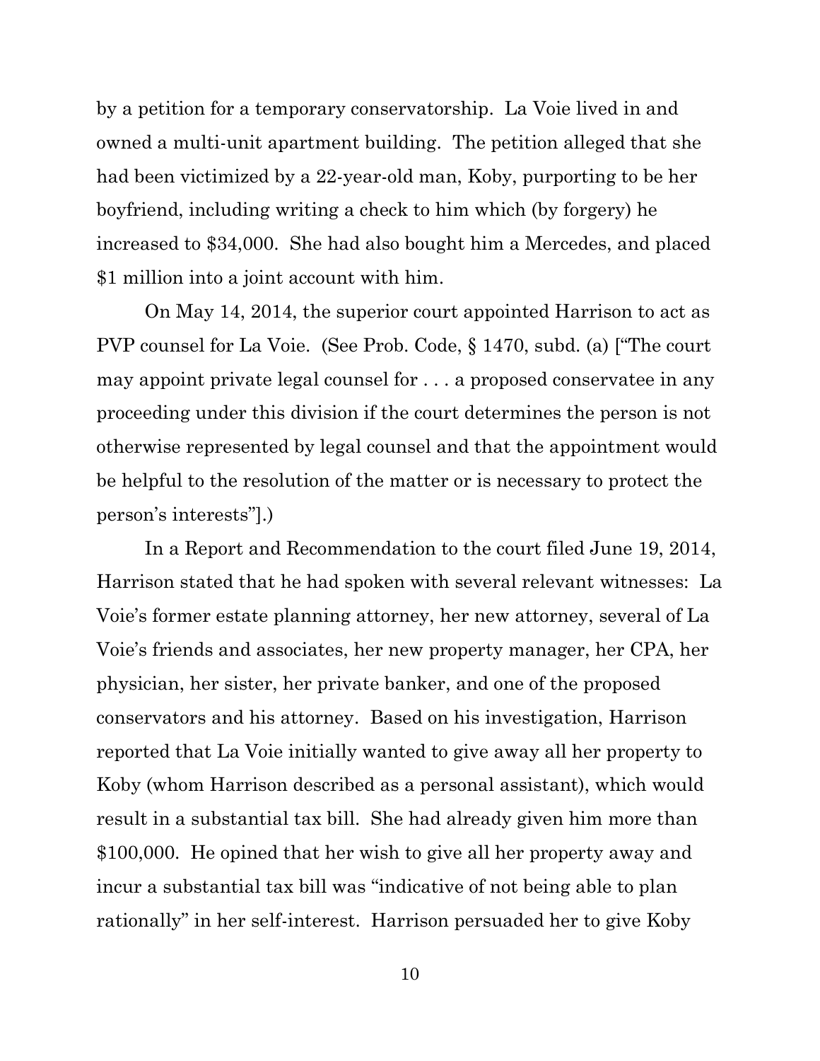by a petition for a temporary conservatorship. La Voie lived in and owned a multi-unit apartment building. The petition alleged that she had been victimized by a 22-year-old man, Koby, purporting to be her boyfriend, including writing a check to him which (by forgery) he increased to $34,000. She had also bought him a Mercedes, and placed $1 million into a joint account with him.

On May 14, 2014, the superior court appointed Harrison to act as PVP counsel for La Voie. (See Prob. Code, § 1470, subd. (a) ["The court may appoint private legal counsel for . . . a proposed conservatee in any proceeding under this division if the court determines the person is not otherwise represented by legal counsel and that the appointment would be helpful to the resolution of the matter or is necessary to protect the person's interests"].)

In a Report and Recommendation to the court filed June 19, 2014, Harrison stated that he had spoken with several relevant witnesses: La Voie's former estate planning attorney, her new attorney, several of La Voie's friends and associates, her new property manager, her CPA, her physician, her sister, her private banker, and one of the proposed conservators and his attorney. Based on his investigation, Harrison reported that La Voie initially wanted to give away all her property to Koby (whom Harrison described as a personal assistant), which would result in a substantial tax bill. She had already given him more than $100,000. He opined that her wish to give all her property away and incur a substantial tax bill was "indicative of not being able to plan rationally" in her self-interest. Harrison persuaded her to give Koby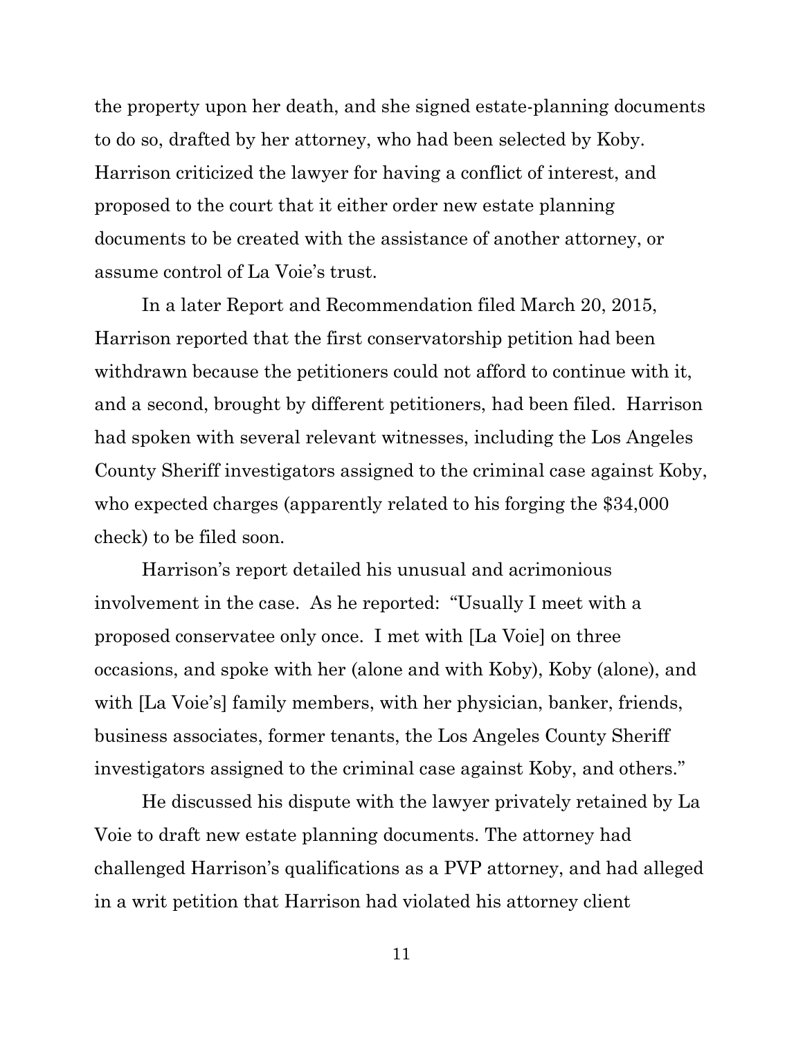the property upon her death, and she signed estate-planning documents to do so, drafted by her attorney, who had been selected by Koby. Harrison criticized the lawyer for having a conflict of interest, and proposed to the court that it either order new estate planning documents to be created with the assistance of another attorney, or assume control of La Voie's trust.

In a later Report and Recommendation filed March 20, 2015, Harrison reported that the first conservatorship petition had been withdrawn because the petitioners could not afford to continue with it, and a second, brought by different petitioners, had been filed. Harrison had spoken with several relevant witnesses, including the Los Angeles County Sheriff investigators assigned to the criminal case against Koby, who expected charges (apparently related to his forging the $34,000 check) to be filed soon.

Harrison's report detailed his unusual and acrimonious involvement in the case. As he reported: "Usually I meet with a proposed conservatee only once. I met with [La Voie] on three occasions, and spoke with her (alone and with Koby), Koby (alone), and with [La Voie's] family members, with her physician, banker, friends, business associates, former tenants, the Los Angeles County Sheriff investigators assigned to the criminal case against Koby, and others."

He discussed his dispute with the lawyer privately retained by La Voie to draft new estate planning documents. The attorney had challenged Harrison's qualifications as a PVP attorney, and had alleged in a writ petition that Harrison had violated his attorney client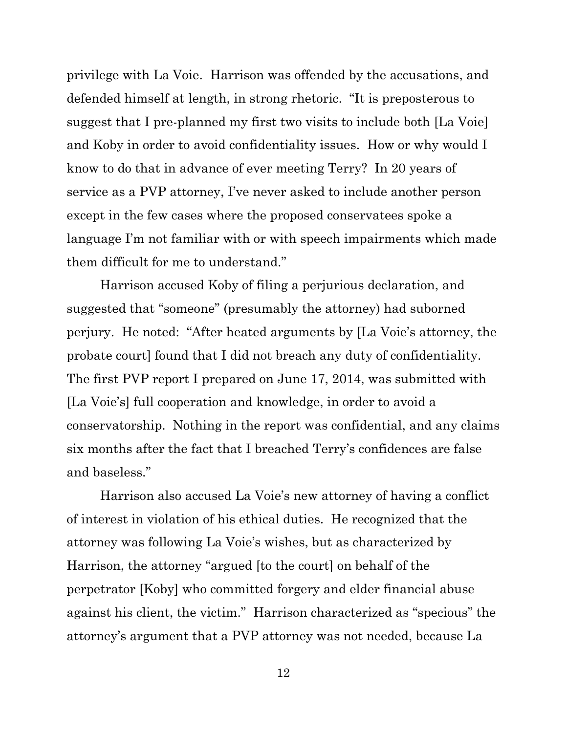privilege with La Voie. Harrison was offended by the accusations, and defended himself at length, in strong rhetoric. "It is preposterous to suggest that I pre-planned my first two visits to include both [La Voie] and Koby in order to avoid confidentiality issues. How or why would I know to do that in advance of ever meeting Terry? In 20 years of service as a PVP attorney, I've never asked to include another person except in the few cases where the proposed conservatees spoke a language I'm not familiar with or with speech impairments which made them difficult for me to understand."

Harrison accused Koby of filing a perjurious declaration, and suggested that "someone" (presumably the attorney) had suborned perjury. He noted: "After heated arguments by [La Voie's attorney, the probate court] found that I did not breach any duty of confidentiality. The first PVP report I prepared on June 17, 2014, was submitted with [La Voie's] full cooperation and knowledge, in order to avoid a conservatorship. Nothing in the report was confidential, and any claims six months after the fact that I breached Terry's confidences are false and baseless."

Harrison also accused La Voie's new attorney of having a conflict of interest in violation of his ethical duties. He recognized that the attorney was following La Voie's wishes, but as characterized by Harrison, the attorney "argued [to the court] on behalf of the perpetrator [Koby] who committed forgery and elder financial abuse against his client, the victim." Harrison characterized as "specious" the attorney's argument that a PVP attorney was not needed, because La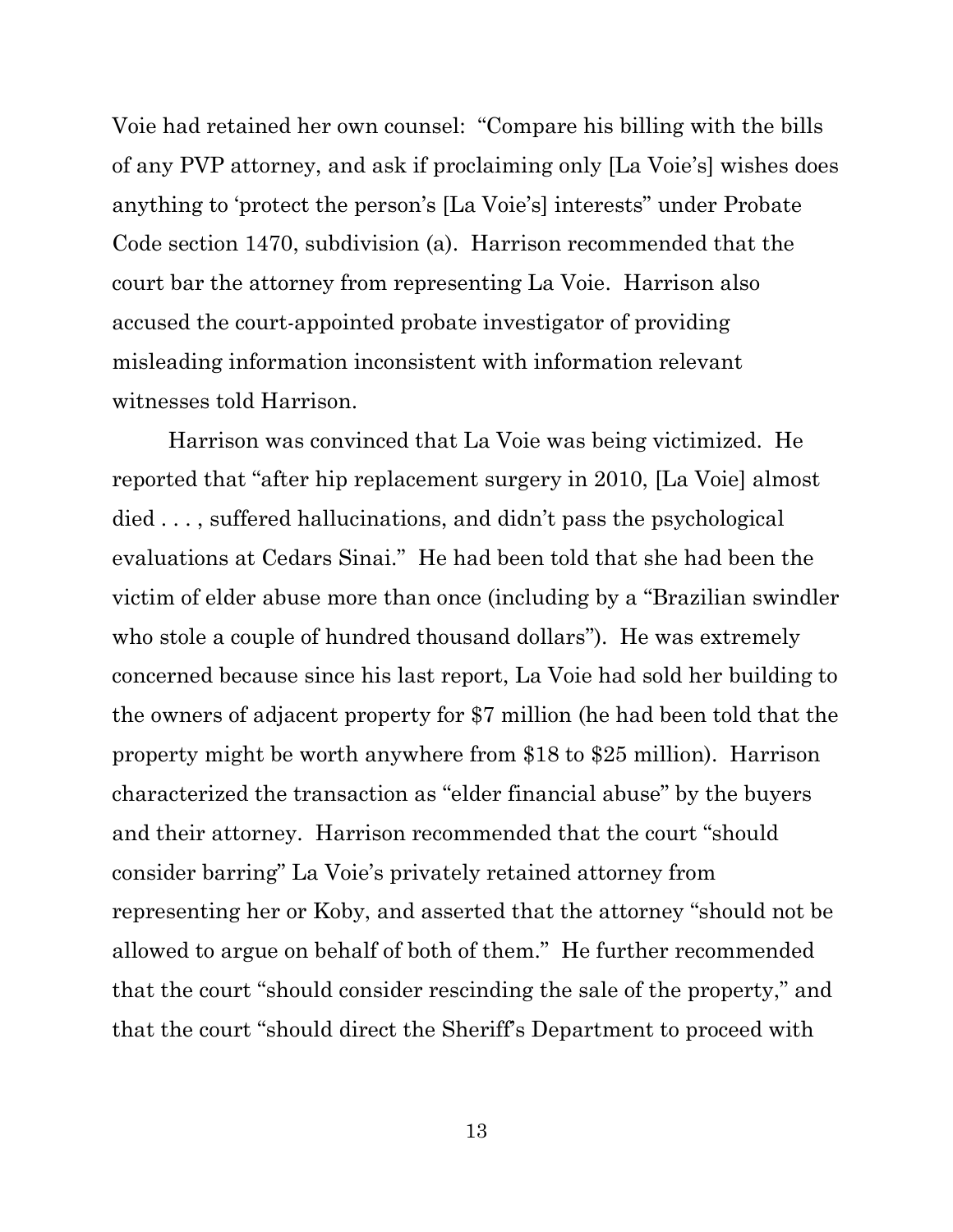Voie had retained her own counsel: "Compare his billing with the bills of any PVP attorney, and ask if proclaiming only [La Voie's] wishes does anything to 'protect the person's [La Voie's] interests" under Probate Code section 1470, subdivision (a). Harrison recommended that the court bar the attorney from representing La Voie. Harrison also accused the court-appointed probate investigator of providing misleading information inconsistent with information relevant witnesses told Harrison.

Harrison was convinced that La Voie was being victimized. He reported that "after hip replacement surgery in 2010, [La Voie] almost died . . . , suffered hallucinations, and didn't pass the psychological evaluations at Cedars Sinai." He had been told that she had been the victim of elder abuse more than once (including by a "Brazilian swindler who stole a couple of hundred thousand dollars"). He was extremely concerned because since his last report, La Voie had sold her building to the owners of adjacent property for $7 million (he had been told that the property might be worth anywhere from $18 to $25 million). Harrison characterized the transaction as "elder financial abuse" by the buyers and their attorney. Harrison recommended that the court "should consider barring" La Voie's privately retained attorney from representing her or Koby, and asserted that the attorney "should not be allowed to argue on behalf of both of them." He further recommended that the court "should consider rescinding the sale of the property," and that the court "should direct the Sheriff's Department to proceed with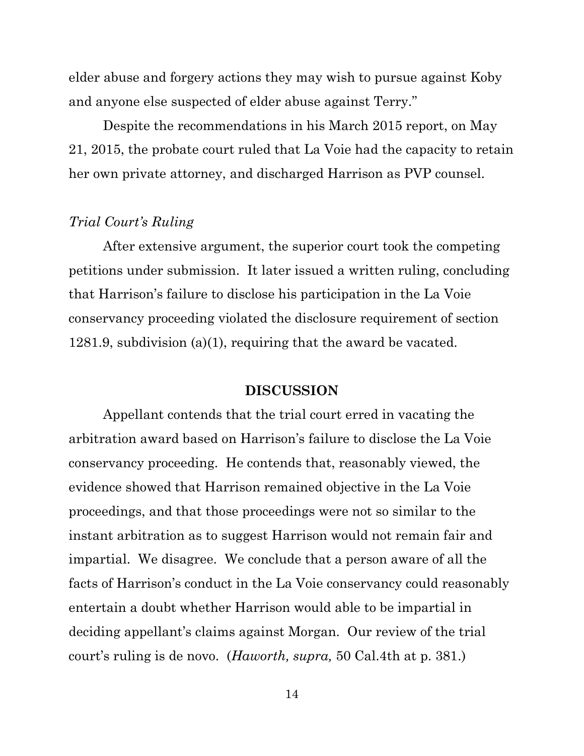elder abuse and forgery actions they may wish to pursue against Koby and anyone else suspected of elder abuse against Terry."

Despite the recommendations in his March 2015 report, on May 21, 2015, the probate court ruled that La Voie had the capacity to retain her own private attorney, and discharged Harrison as PVP counsel.

*Trial Court's Ruling*

After extensive argument, the superior court took the competing petitions under submission. It later issued a written ruling, concluding that Harrison's failure to disclose his participation in the La Voie conservancy proceeding violated the disclosure requirement of section 1281.9, subdivision (a)(1), requiring that the award be vacated.

## DISCUSSION

Appellant contends that the trial court erred in vacating the arbitration award based on Harrison's failure to disclose the La Voie conservancy proceeding. He contends that, reasonably viewed, the evidence showed that Harrison remained objective in the La Voie proceedings, and that those proceedings were not so similar to the instant arbitration as to suggest Harrison would not remain fair and impartial. We disagree. We conclude that a person aware of all the facts of Harrison's conduct in the La Voie conservancy could reasonably entertain a doubt whether Harrison would able to be impartial in deciding appellant's claims against Morgan. Our review of the trial court's ruling is de novo. (*Haworth, supra,* 50 Cal.4th at p. 381.)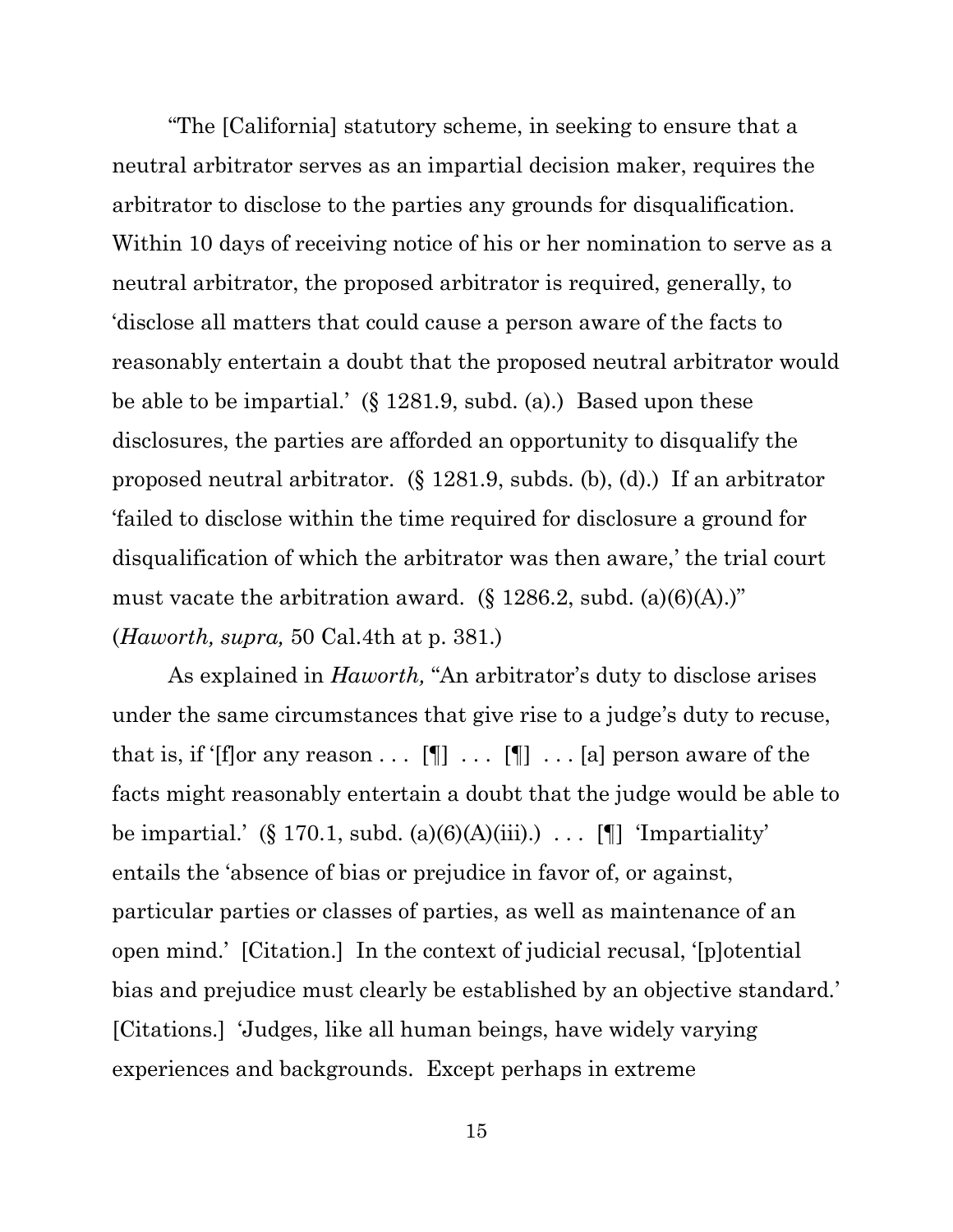"The [California] statutory scheme, in seeking to ensure that a neutral arbitrator serves as an impartial decision maker, requires the arbitrator to disclose to the parties any grounds for disqualification. Within 10 days of receiving notice of his or her nomination to serve as a neutral arbitrator, the proposed arbitrator is required, generally, to 'disclose all matters that could cause a person aware of the facts to reasonably entertain a doubt that the proposed neutral arbitrator would be able to be impartial.' (§ 1281.9, subd. (a).) Based upon these disclosures, the parties are afforded an opportunity to disqualify the proposed neutral arbitrator. (§ 1281.9, subds. (b), (d).) If an arbitrator 'failed to disclose within the time required for disclosure a ground for disqualification of which the arbitrator was then aware,' the trial court must vacate the arbitration award. (§ 1286.2, subd. (a)(6)(A).)" (*Haworth, supra,* 50 Cal.4th at p. 381.)

As explained in *Haworth,* "An arbitrator's duty to disclose arises under the same circumstances that give rise to a judge's duty to recuse, that is, if '[f]or any reason . . . [¶] . . . [¶] . . . [a] person aware of the facts might reasonably entertain a doubt that the judge would be able to be impartial.' (§ 170.1, subd. (a)(6)(A)(iii).) . . . [¶] 'Impartiality' entails the 'absence of bias or prejudice in favor of, or against, particular parties or classes of parties, as well as maintenance of an open mind.' [Citation.] In the context of judicial recusal, '[p]otential bias and prejudice must clearly be established by an objective standard.' [Citations.] 'Judges, like all human beings, have widely varying experiences and backgrounds. Except perhaps in extreme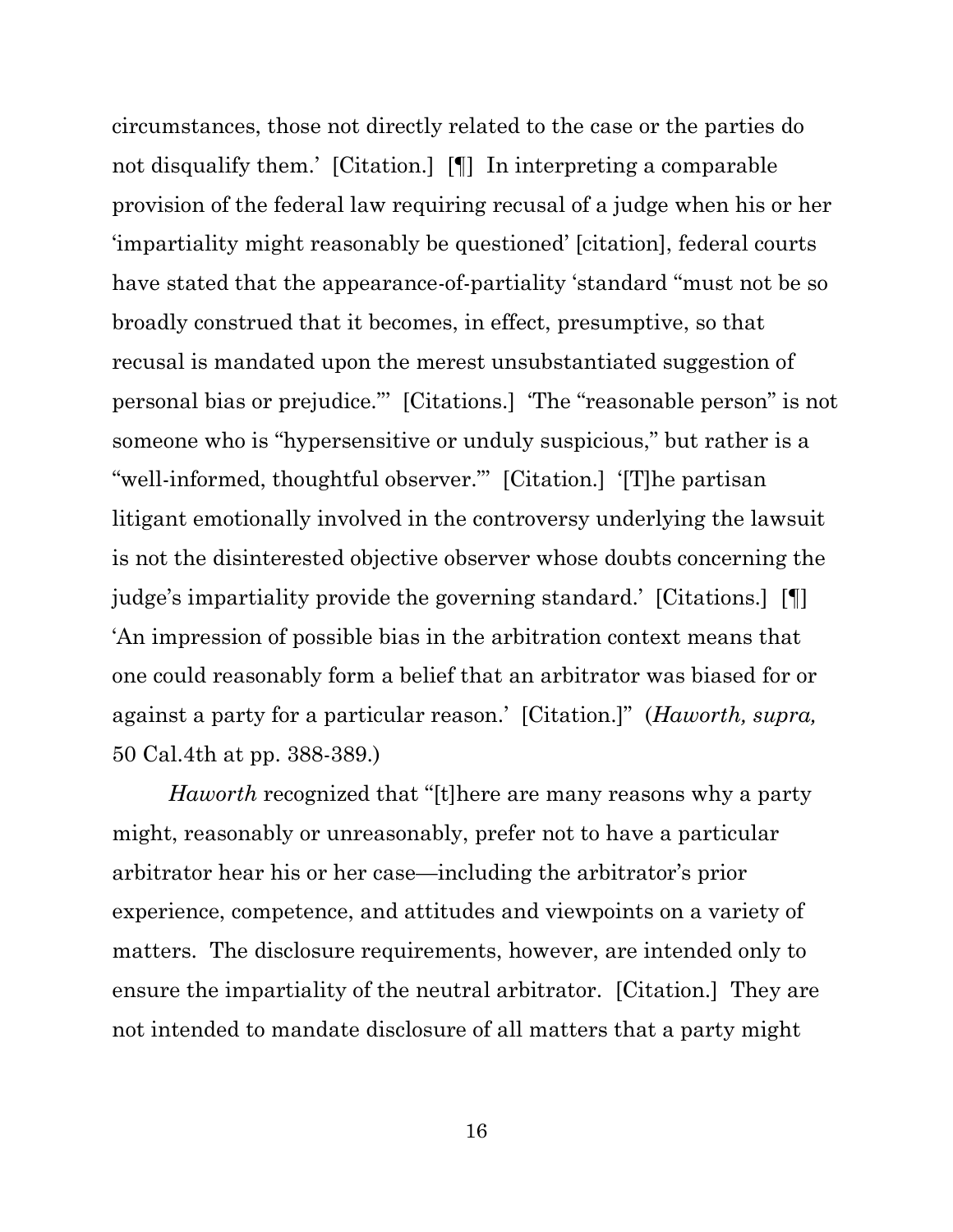circumstances, those not directly related to the case or the parties do not disqualify them.' [Citation.] [¶] In interpreting a comparable provision of the federal law requiring recusal of a judge when his or her 'impartiality might reasonably be questioned' [citation], federal courts have stated that the appearance-of-partiality 'standard "must not be so broadly construed that it becomes, in effect, presumptive, so that recusal is mandated upon the merest unsubstantiated suggestion of personal bias or prejudice."' [Citations.] 'The "reasonable person" is not someone who is "hypersensitive or unduly suspicious," but rather is a "well-informed, thoughtful observer."' [Citation.] '[T]he partisan litigant emotionally involved in the controversy underlying the lawsuit is not the disinterested objective observer whose doubts concerning the judge's impartiality provide the governing standard.' [Citations.] [¶] 'An impression of possible bias in the arbitration context means that one could reasonably form a belief that an arbitrator was biased for or against a party for a particular reason.' [Citation.]" (*Haworth, supra,* 50 Cal.4th at pp. 388-389.)

*Haworth* recognized that "[t]here are many reasons why a party might, reasonably or unreasonably, prefer not to have a particular arbitrator hear his or her case—including the arbitrator's prior experience, competence, and attitudes and viewpoints on a variety of matters. The disclosure requirements, however, are intended only to ensure the impartiality of the neutral arbitrator. [Citation.] They are not intended to mandate disclosure of all matters that a party might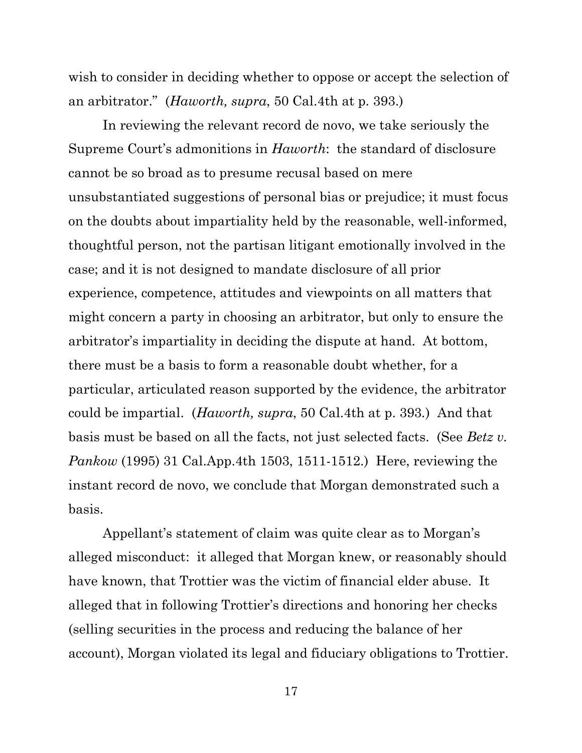wish to consider in deciding whether to oppose or accept the selection of an arbitrator." (*Haworth, supra*, 50 Cal.4th at p. 393.)

In reviewing the relevant record de novo, we take seriously the Supreme Court's admonitions in *Haworth*: the standard of disclosure cannot be so broad as to presume recusal based on mere unsubstantiated suggestions of personal bias or prejudice; it must focus on the doubts about impartiality held by the reasonable, well-informed, thoughtful person, not the partisan litigant emotionally involved in the case; and it is not designed to mandate disclosure of all prior experience, competence, attitudes and viewpoints on all matters that might concern a party in choosing an arbitrator, but only to ensure the arbitrator's impartiality in deciding the dispute at hand. At bottom, there must be a basis to form a reasonable doubt whether, for a particular, articulated reason supported by the evidence, the arbitrator could be impartial. (*Haworth, supra*, 50 Cal.4th at p. 393.) And that basis must be based on all the facts, not just selected facts. (See *Betz v. Pankow* (1995) 31 Cal.App.4th 1503, 1511-1512.) Here, reviewing the instant record de novo, we conclude that Morgan demonstrated such a basis.

Appellant's statement of claim was quite clear as to Morgan's alleged misconduct: it alleged that Morgan knew, or reasonably should have known, that Trottier was the victim of financial elder abuse. It alleged that in following Trottier's directions and honoring her checks (selling securities in the process and reducing the balance of her account), Morgan violated its legal and fiduciary obligations to Trottier.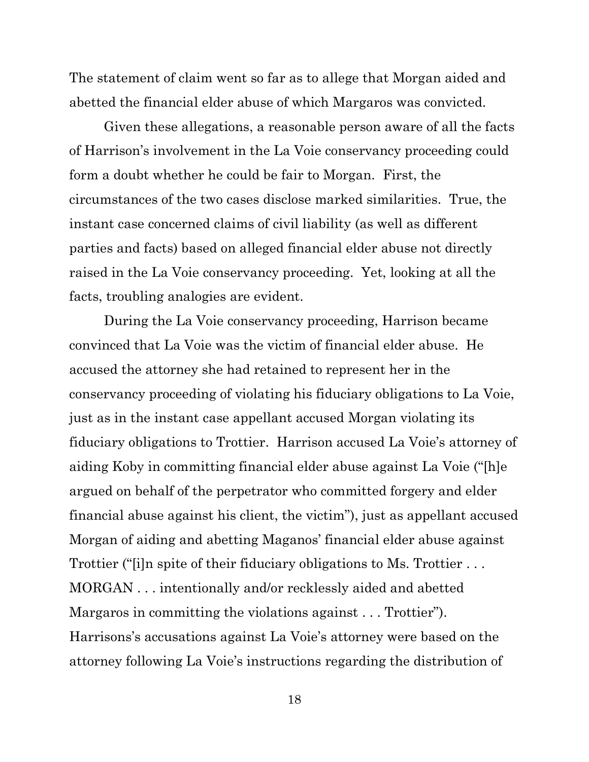The statement of claim went so far as to allege that Morgan aided and abetted the financial elder abuse of which Margaros was convicted.

Given these allegations, a reasonable person aware of all the facts of Harrison's involvement in the La Voie conservancy proceeding could form a doubt whether he could be fair to Morgan. First, the circumstances of the two cases disclose marked similarities. True, the instant case concerned claims of civil liability (as well as different parties and facts) based on alleged financial elder abuse not directly raised in the La Voie conservancy proceeding. Yet, looking at all the facts, troubling analogies are evident.

During the La Voie conservancy proceeding, Harrison became convinced that La Voie was the victim of financial elder abuse. He accused the attorney she had retained to represent her in the conservancy proceeding of violating his fiduciary obligations to La Voie, just as in the instant case appellant accused Morgan violating its fiduciary obligations to Trottier. Harrison accused La Voie's attorney of aiding Koby in committing financial elder abuse against La Voie ("[h]e argued on behalf of the perpetrator who committed forgery and elder financial abuse against his client, the victim"), just as appellant accused Morgan of aiding and abetting Maganos' financial elder abuse against Trottier ("[i]n spite of their fiduciary obligations to Ms. Trottier . . . MORGAN . . . intentionally and/or recklessly aided and abetted Margaros in committing the violations against . . . Trottier"). Harrisons's accusations against La Voie's attorney were based on the attorney following La Voie's instructions regarding the distribution of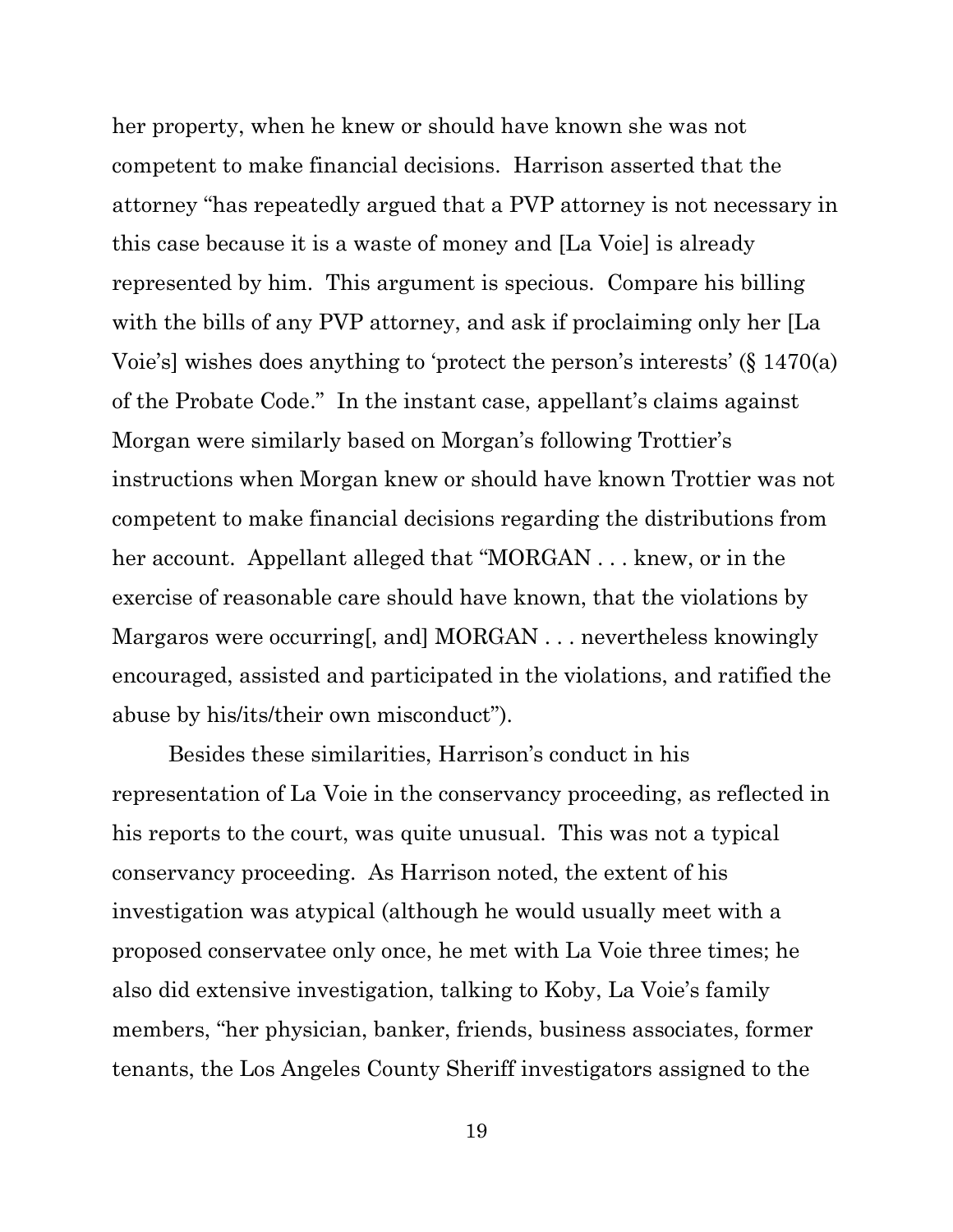her property, when he knew or should have known she was not competent to make financial decisions. Harrison asserted that the attorney "has repeatedly argued that a PVP attorney is not necessary in this case because it is a waste of money and [La Voie] is already represented by him. This argument is specious. Compare his billing with the bills of any PVP attorney, and ask if proclaiming only her [La Voie's] wishes does anything to 'protect the person's interests' (§ 1470(a) of the Probate Code." In the instant case, appellant's claims against Morgan were similarly based on Morgan's following Trottier's instructions when Morgan knew or should have known Trottier was not competent to make financial decisions regarding the distributions from her account. Appellant alleged that "MORGAN . . . knew, or in the exercise of reasonable care should have known, that the violations by Margaros were occurring[, and] MORGAN . . . nevertheless knowingly encouraged, assisted and participated in the violations, and ratified the abuse by his/its/their own misconduct").

Besides these similarities, Harrison's conduct in his representation of La Voie in the conservancy proceeding, as reflected in his reports to the court, was quite unusual. This was not a typical conservancy proceeding. As Harrison noted, the extent of his investigation was atypical (although he would usually meet with a proposed conservatee only once, he met with La Voie three times; he also did extensive investigation, talking to Koby, La Voie's family members, "her physician, banker, friends, business associates, former tenants, the Los Angeles County Sheriff investigators assigned to the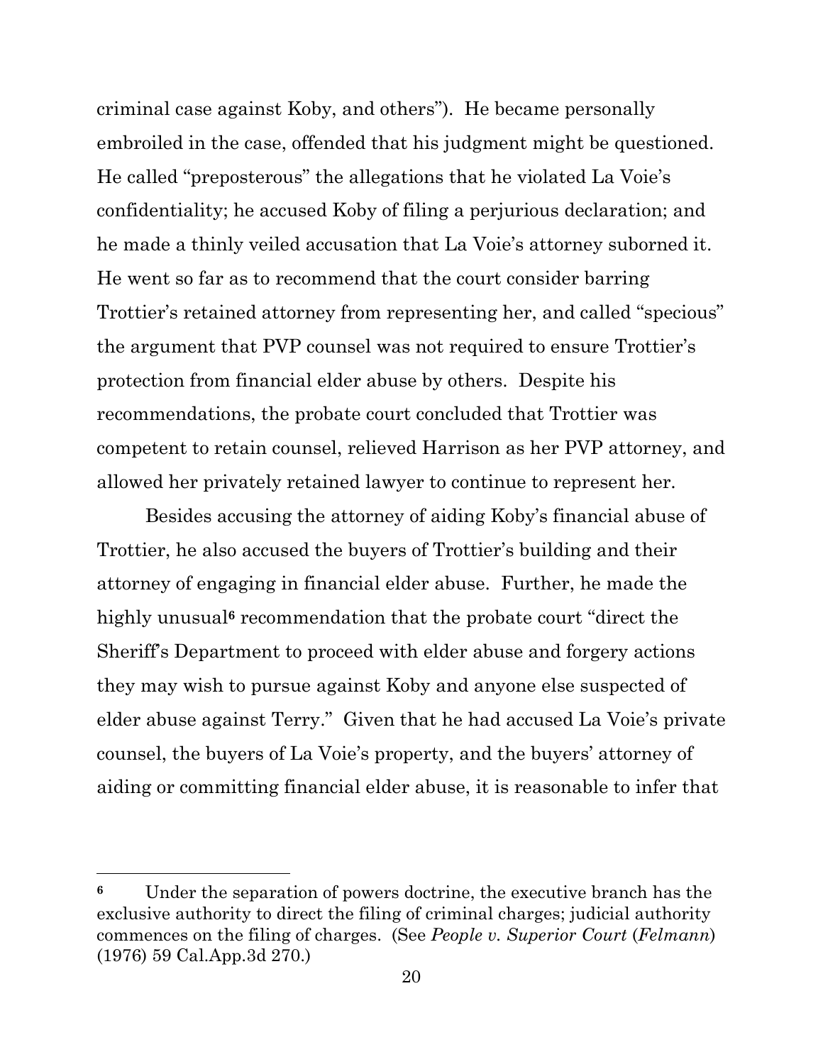criminal case against Koby, and others"). He became personally embroiled in the case, offended that his judgment might be questioned. He called "preposterous" the allegations that he violated La Voie's confidentiality; he accused Koby of filing a perjurious declaration; and he made a thinly veiled accusation that La Voie's attorney suborned it. He went so far as to recommend that the court consider barring Trottier's retained attorney from representing her, and called "specious" the argument that PVP counsel was not required to ensure Trottier's protection from financial elder abuse by others. Despite his recommendations, the probate court concluded that Trottier was competent to retain counsel, relieved Harrison as her PVP attorney, and allowed her privately retained lawyer to continue to represent her.

Besides accusing the attorney of aiding Koby's financial abuse of Trottier, he also accused the buyers of Trottier's building and their attorney of engaging in financial elder abuse. Further, he made the highly unusual[6] recommendation that the probate court "direct the Sheriff's Department to proceed with elder abuse and forgery actions they may wish to pursue against Koby and anyone else suspected of elder abuse against Terry." Given that he had accused La Voie's private counsel, the buyers of La Voie's property, and the buyers' attorney of aiding or committing financial elder abuse, it is reasonable to infer that

---

[6] Under the separation of powers doctrine, the executive branch has the exclusive authority to direct the filing of criminal charges; judicial authority commences on the filing of charges. (See *People v. Superior Court* (*Felmann*) (1976) 59 Cal.App.3d 270.)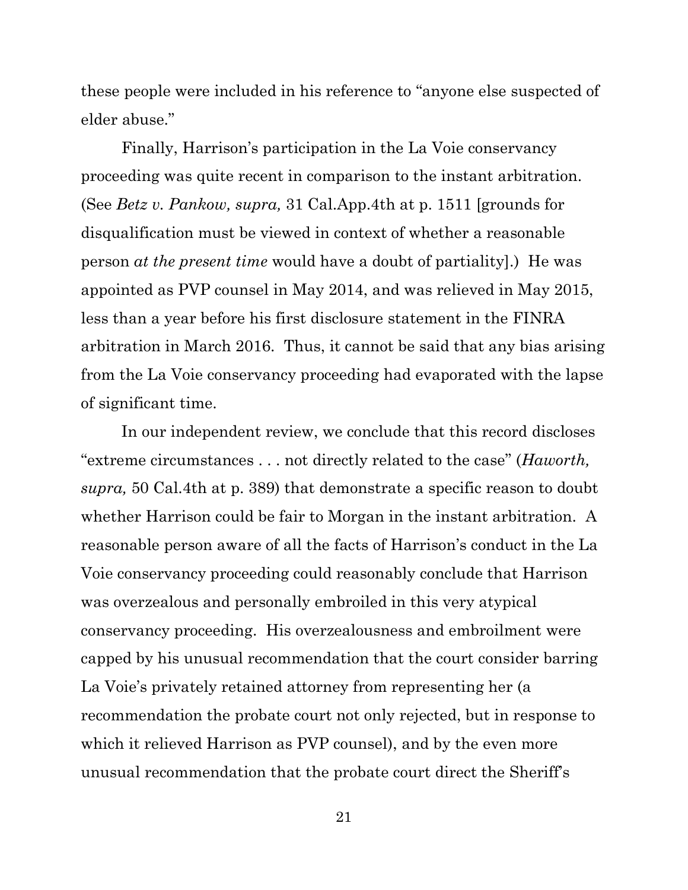these people were included in his reference to "anyone else suspected of elder abuse."

Finally, Harrison's participation in the La Voie conservancy proceeding was quite recent in comparison to the instant arbitration. (See *Betz v. Pankow, supra,* 31 Cal.App.4th at p. 1511 [grounds for disqualification must be viewed in context of whether a reasonable person *at the present time* would have a doubt of partiality].) He was appointed as PVP counsel in May 2014, and was relieved in May 2015, less than a year before his first disclosure statement in the FINRA arbitration in March 2016. Thus, it cannot be said that any bias arising from the La Voie conservancy proceeding had evaporated with the lapse of significant time.

In our independent review, we conclude that this record discloses "extreme circumstances . . . not directly related to the case" (*Haworth, supra,* 50 Cal.4th at p. 389) that demonstrate a specific reason to doubt whether Harrison could be fair to Morgan in the instant arbitration. A reasonable person aware of all the facts of Harrison's conduct in the La Voie conservancy proceeding could reasonably conclude that Harrison was overzealous and personally embroiled in this very atypical conservancy proceeding. His overzealousness and embroilment were capped by his unusual recommendation that the court consider barring La Voie's privately retained attorney from representing her (a recommendation the probate court not only rejected, but in response to which it relieved Harrison as PVP counsel), and by the even more unusual recommendation that the probate court direct the Sheriff's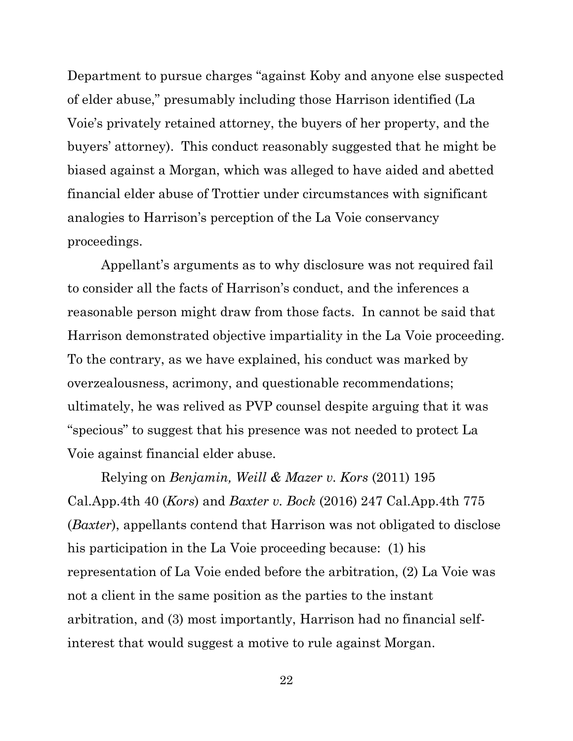Department to pursue charges "against Koby and anyone else suspected of elder abuse," presumably including those Harrison identified (La Voie's privately retained attorney, the buyers of her property, and the buyers' attorney). This conduct reasonably suggested that he might be biased against a Morgan, which was alleged to have aided and abetted financial elder abuse of Trottier under circumstances with significant analogies to Harrison's perception of the La Voie conservancy proceedings.

Appellant's arguments as to why disclosure was not required fail to consider all the facts of Harrison's conduct, and the inferences a reasonable person might draw from those facts. In cannot be said that Harrison demonstrated objective impartiality in the La Voie proceeding. To the contrary, as we have explained, his conduct was marked by overzealousness, acrimony, and questionable recommendations; ultimately, he was relived as PVP counsel despite arguing that it was "specious" to suggest that his presence was not needed to protect La Voie against financial elder abuse.

Relying on *Benjamin, Weill & Mazer v. Kors* (2011) 195 Cal.App.4th 40 (*Kors*) and *Baxter v. Bock* (2016) 247 Cal.App.4th 775 (*Baxter*), appellants contend that Harrison was not obligated to disclose his participation in the La Voie proceeding because: (1) his representation of La Voie ended before the arbitration, (2) La Voie was not a client in the same position as the parties to the instant arbitration, and (3) most importantly, Harrison had no financial self-interest that would suggest a motive to rule against Morgan.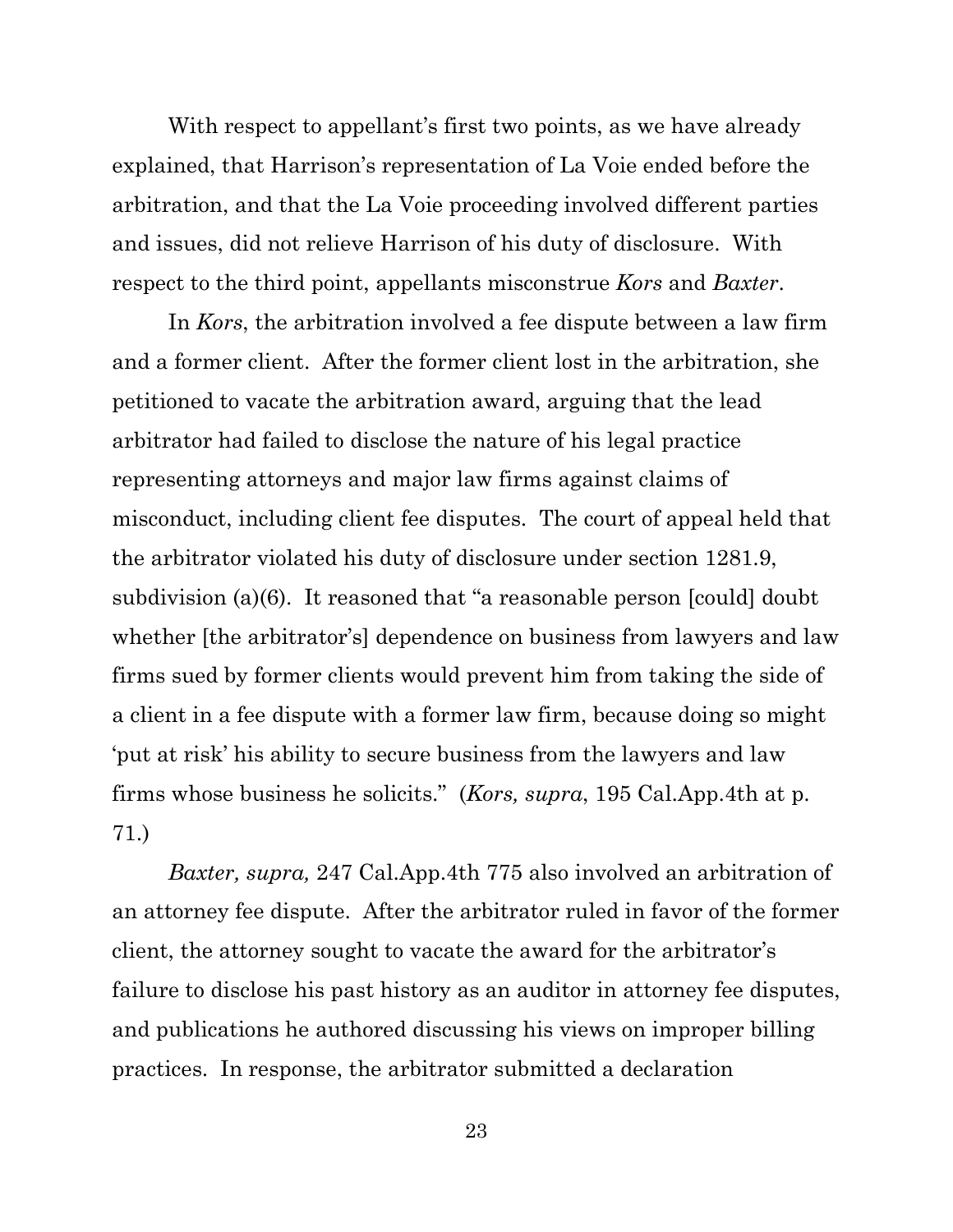With respect to appellant's first two points, as we have already explained, that Harrison's representation of La Voie ended before the arbitration, and that the La Voie proceeding involved different parties and issues, did not relieve Harrison of his duty of disclosure. With respect to the third point, appellants misconstrue *Kors* and *Baxter*.

In *Kors*, the arbitration involved a fee dispute between a law firm and a former client. After the former client lost in the arbitration, she petitioned to vacate the arbitration award, arguing that the lead arbitrator had failed to disclose the nature of his legal practice representing attorneys and major law firms against claims of misconduct, including client fee disputes. The court of appeal held that the arbitrator violated his duty of disclosure under section 1281.9, subdivision (a)(6). It reasoned that "a reasonable person [could] doubt whether [the arbitrator's] dependence on business from lawyers and law firms sued by former clients would prevent him from taking the side of a client in a fee dispute with a former law firm, because doing so might 'put at risk' his ability to secure business from the lawyers and law firms whose business he solicits." (*Kors, supra*, 195 Cal.App.4th at p. 71.)

*Baxter, supra,* 247 Cal.App.4th 775 also involved an arbitration of an attorney fee dispute. After the arbitrator ruled in favor of the former client, the attorney sought to vacate the award for the arbitrator's failure to disclose his past history as an auditor in attorney fee disputes, and publications he authored discussing his views on improper billing practices. In response, the arbitrator submitted a declaration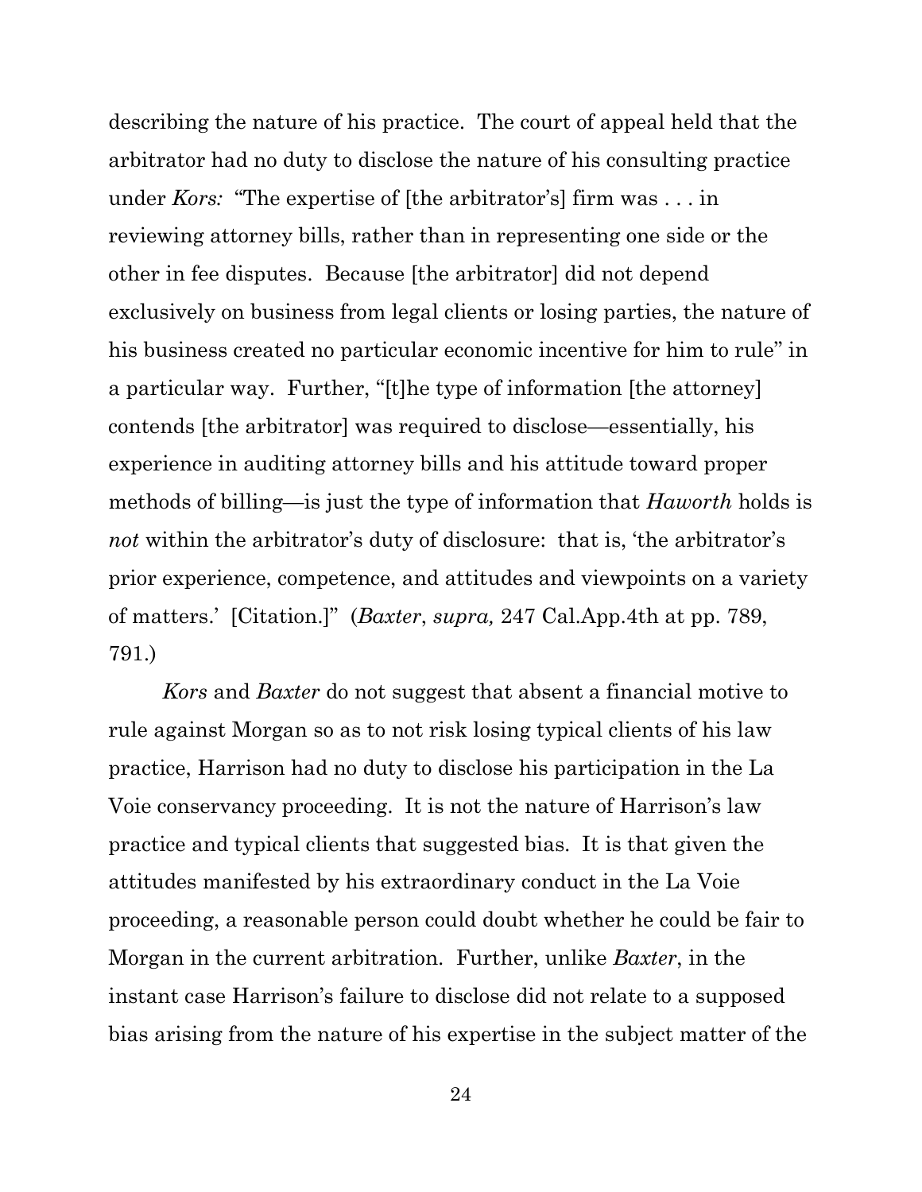describing the nature of his practice. The court of appeal held that the arbitrator had no duty to disclose the nature of his consulting practice under *Kors:* "The expertise of [the arbitrator's] firm was . . . in reviewing attorney bills, rather than in representing one side or the other in fee disputes. Because [the arbitrator] did not depend exclusively on business from legal clients or losing parties, the nature of his business created no particular economic incentive for him to rule" in a particular way. Further, "[t]he type of information [the attorney] contends [the arbitrator] was required to disclose—essentially, his experience in auditing attorney bills and his attitude toward proper methods of billing—is just the type of information that *Haworth* holds is *not* within the arbitrator's duty of disclosure: that is, 'the arbitrator's prior experience, competence, and attitudes and viewpoints on a variety of matters.' [Citation.]" (*Baxter*, *supra,* 247 Cal.App.4th at pp. 789, 791.)

*Kors* and *Baxter* do not suggest that absent a financial motive to rule against Morgan so as to not risk losing typical clients of his law practice, Harrison had no duty to disclose his participation in the La Voie conservancy proceeding. It is not the nature of Harrison's law practice and typical clients that suggested bias. It is that given the attitudes manifested by his extraordinary conduct in the La Voie proceeding, a reasonable person could doubt whether he could be fair to Morgan in the current arbitration. Further, unlike *Baxter*, in the instant case Harrison's failure to disclose did not relate to a supposed bias arising from the nature of his expertise in the subject matter of the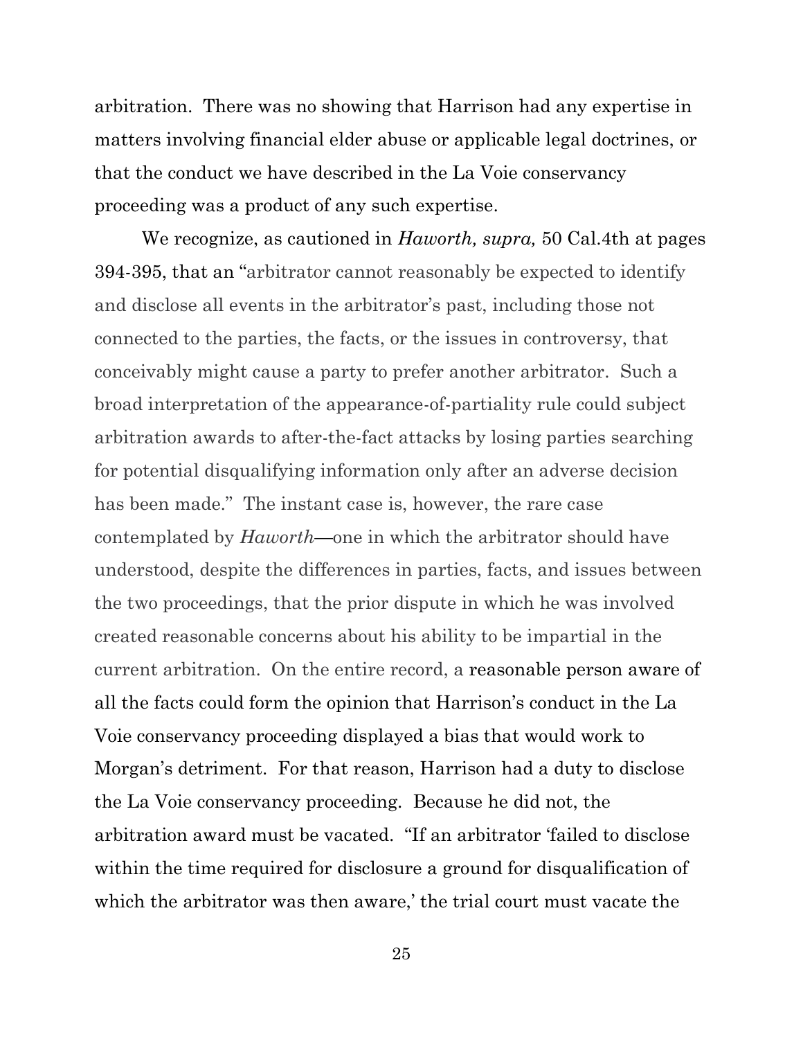arbitration. There was no showing that Harrison had any expertise in matters involving financial elder abuse or applicable legal doctrines, or that the conduct we have described in the La Voie conservancy proceeding was a product of any such expertise.

We recognize, as cautioned in *Haworth, supra,* 50 Cal.4th at pages 394-395, that an "arbitrator cannot reasonably be expected to identify and disclose all events in the arbitrator's past, including those not connected to the parties, the facts, or the issues in controversy, that conceivably might cause a party to prefer another arbitrator. Such a broad interpretation of the appearance-of-partiality rule could subject arbitration awards to after-the-fact attacks by losing parties searching for potential disqualifying information only after an adverse decision has been made." The instant case is, however, the rare case contemplated by *Haworth*—one in which the arbitrator should have understood, despite the differences in parties, facts, and issues between the two proceedings, that the prior dispute in which he was involved created reasonable concerns about his ability to be impartial in the current arbitration. On the entire record, a reasonable person aware of all the facts could form the opinion that Harrison's conduct in the La Voie conservancy proceeding displayed a bias that would work to Morgan's detriment. For that reason, Harrison had a duty to disclose the La Voie conservancy proceeding. Because he did not, the arbitration award must be vacated. "If an arbitrator 'failed to disclose within the time required for disclosure a ground for disqualification of which the arbitrator was then aware,' the trial court must vacate the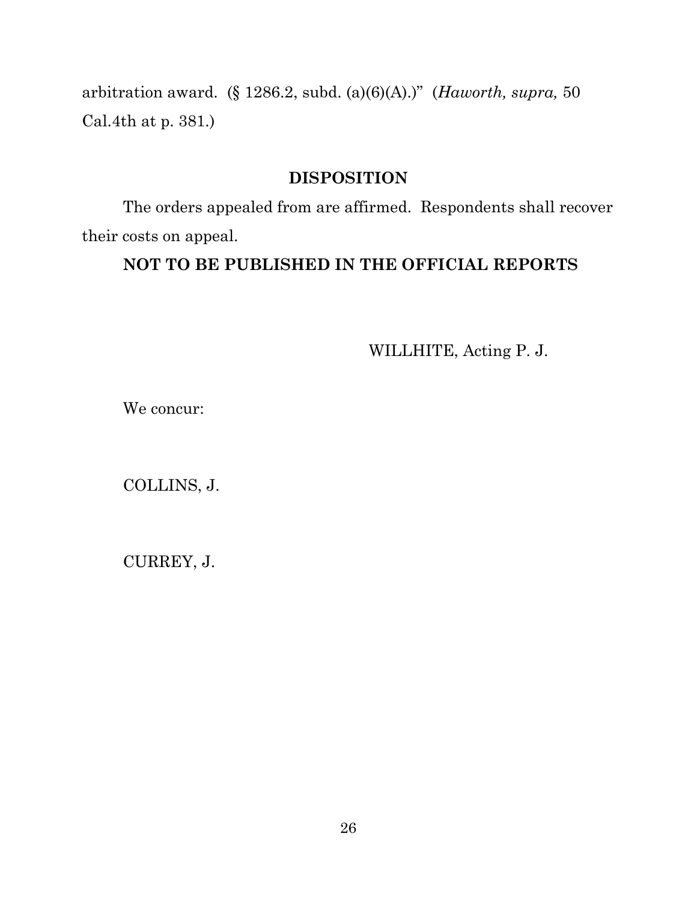arbitration award. (§ 1286.2, subd. (a)(6)(A).)" (*Haworth, supra,* 50 Cal.4th at p. 381.)

## DISPOSITION

The orders appealed from are affirmed. Respondents shall recover their costs on appeal.

**NOT TO BE PUBLISHED IN THE OFFICIAL REPORTS**

WILLHITE, Acting P. J.

We concur:

COLLINS, J.

CURREY, J.